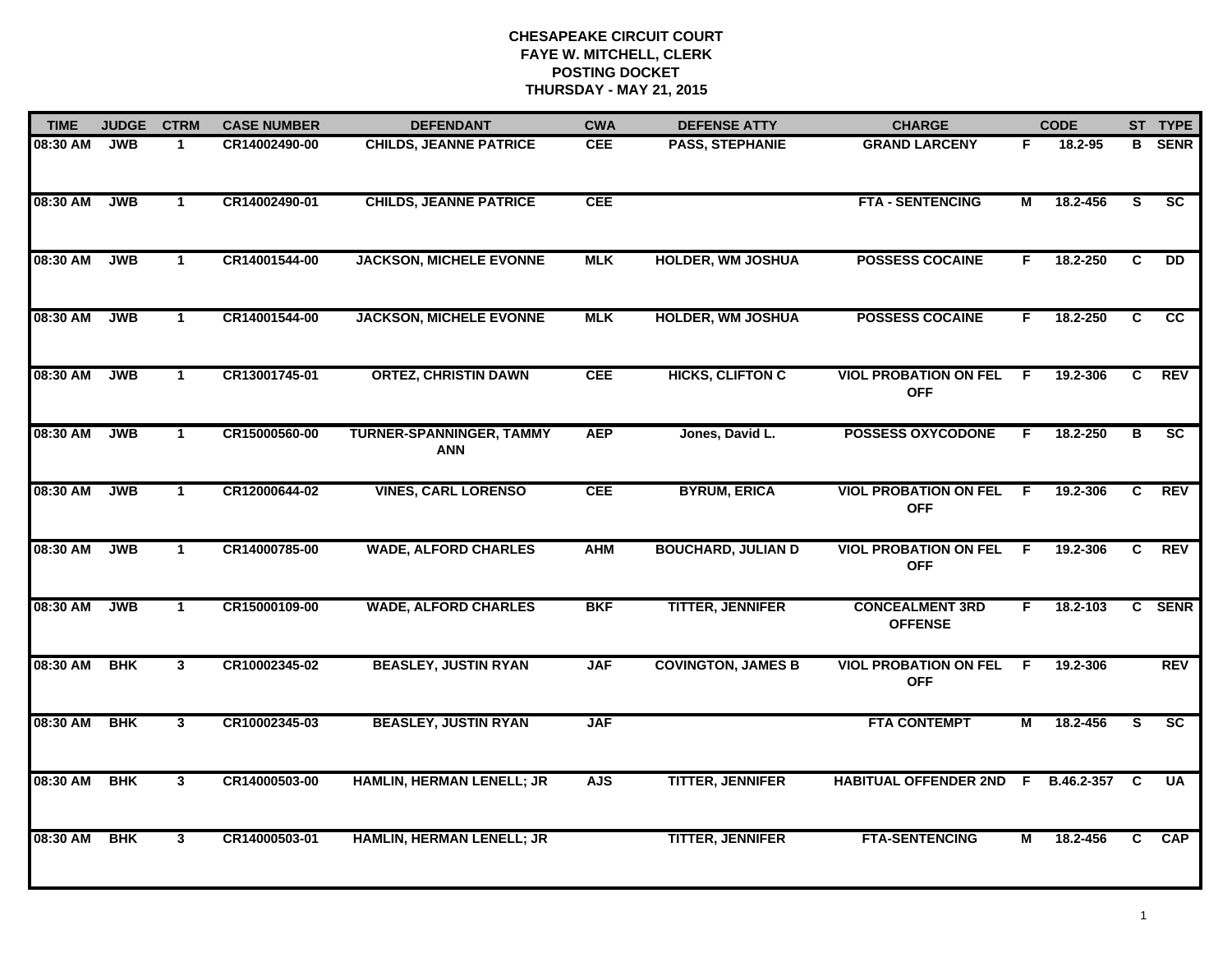**CHESAPEAKE CIRCUIT COURT**
**FAYE W. MITCHELL, CLERK**
**POSTING DOCKET**
**THURSDAY - MAY 21, 2015**

| TIME | JUDGE | CTRM | CASE NUMBER | DEFENDANT | CWA | DEFENSE ATTY | CHARGE | | CODE | ST | TYPE |
|---|---|---|---|---|---|---|---|---|---|---|---|
| 08:30 AM | JWB | 1 | CR14002490-00 | CHILDS, JEANNE PATRICE | CEE | PASS, STEPHANIE | GRAND LARCENY | F | 18.2-95 | B | SENR |
| 08:30 AM | JWB | 1 | CR14002490-01 | CHILDS, JEANNE PATRICE | CEE | | FTA - SENTENCING | M | 18.2-456 | S | SC |
| 08:30 AM | JWB | 1 | CR14001544-00 | JACKSON, MICHELE EVONNE | MLK | HOLDER, WM JOSHUA | POSSESS COCAINE | F | 18.2-250 | C | DD |
| 08:30 AM | JWB | 1 | CR14001544-00 | JACKSON, MICHELE EVONNE | MLK | HOLDER, WM JOSHUA | POSSESS COCAINE | F | 18.2-250 | C | CC |
| 08:30 AM | JWB | 1 | CR13001745-01 | ORTEZ, CHRISTIN DAWN | CEE | HICKS, CLIFTON C | VIOL PROBATION ON FEL OFF | F | 19.2-306 | C | REV |
| 08:30 AM | JWB | 1 | CR15000560-00 | TURNER-SPANNINGER, TAMMY ANN | AEP | Jones, David L. | POSSESS OXYCODONE | F | 18.2-250 | B | SC |
| 08:30 AM | JWB | 1 | CR12000644-02 | VINES, CARL LORENSO | CEE | BYRUM, ERICA | VIOL PROBATION ON FEL OFF | F | 19.2-306 | C | REV |
| 08:30 AM | JWB | 1 | CR14000785-00 | WADE, ALFORD CHARLES | AHM | BOUCHARD, JULIAN D | VIOL PROBATION ON FEL OFF | F | 19.2-306 | C | REV |
| 08:30 AM | JWB | 1 | CR15000109-00 | WADE, ALFORD CHARLES | BKF | TITTER, JENNIFER | CONCEALMENT 3RD OFFENSE | F | 18.2-103 | C | SENR |
| 08:30 AM | BHK | 3 | CR10002345-02 | BEASLEY, JUSTIN RYAN | JAF | COVINGTON, JAMES B | VIOL PROBATION ON FEL OFF | F | 19.2-306 | | REV |
| 08:30 AM | BHK | 3 | CR10002345-03 | BEASLEY, JUSTIN RYAN | JAF | | FTA CONTEMPT | M | 18.2-456 | S | SC |
| 08:30 AM | BHK | 3 | CR14000503-00 | HAMLIN, HERMAN LENELL; JR | AJS | TITTER, JENNIFER | HABITUAL OFFENDER 2ND | F | B.46.2-357 | C | UA |
| 08:30 AM | BHK | 3 | CR14000503-01 | HAMLIN, HERMAN LENELL; JR | | TITTER, JENNIFER | FTA-SENTENCING | M | 18.2-456 | C | CAP |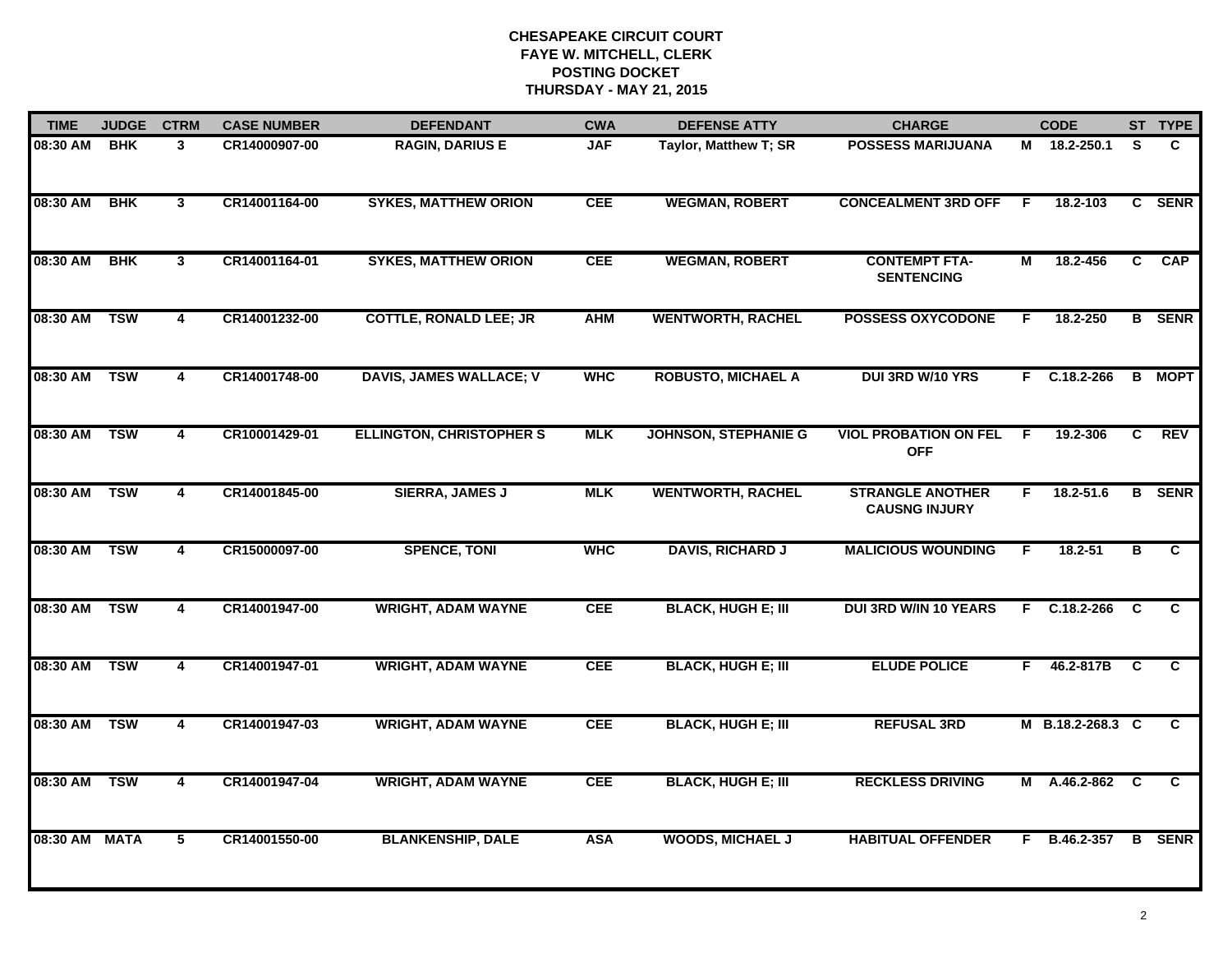# CHESAPEAKE CIRCUIT COURT
## FAYE W. MITCHELL, CLERK
## POSTING DOCKET
## THURSDAY - MAY 21, 2015

| TIME | JUDGE | CTRM | CASE NUMBER | DEFENDANT | CWA | DEFENSE ATTY | CHARGE | | CODE | ST | TYPE |
|---|---|---|---|---|---|---|---|---|---|---|---|
| 08:30 AM | BHK | 3 | CR14000907-00 | RAGIN, DARIUS E | JAF | Taylor, Matthew T; SR | POSSESS MARIJUANA | M | 18.2-250.1 | S | C |
| 08:30 AM | BHK | 3 | CR14001164-00 | SYKES, MATTHEW ORION | CEE | WEGMAN, ROBERT | CONCEALMENT 3RD OFF | F | 18.2-103 | C | SENR |
| 08:30 AM | BHK | 3 | CR14001164-01 | SYKES, MATTHEW ORION | CEE | WEGMAN, ROBERT | CONTEMPT FTA-SENTENCING | M | 18.2-456 | C | CAP |
| 08:30 AM | TSW | 4 | CR14001232-00 | COTTLE, RONALD LEE; JR | AHM | WENTWORTH, RACHEL | POSSESS OXYCODONE | F | 18.2-250 | B | SENR |
| 08:30 AM | TSW | 4 | CR14001748-00 | DAVIS, JAMES WALLACE; V | WHC | ROBUSTO, MICHAEL A | DUI 3RD W/10 YRS | F | C.18.2-266 | B | MOPT |
| 08:30 AM | TSW | 4 | CR10001429-01 | ELLINGTON, CHRISTOPHER S | MLK | JOHNSON, STEPHANIE G | VIOL PROBATION ON FEL OFF | F | 19.2-306 | C | REV |
| 08:30 AM | TSW | 4 | CR14001845-00 | SIERRA, JAMES J | MLK | WENTWORTH, RACHEL | STRANGLE ANOTHER CAUSNG INJURY | F | 18.2-51.6 | B | SENR |
| 08:30 AM | TSW | 4 | CR15000097-00 | SPENCE, TONI | WHC | DAVIS, RICHARD J | MALICIOUS WOUNDING | F | 18.2-51 | B | C |
| 08:30 AM | TSW | 4 | CR14001947-00 | WRIGHT, ADAM WAYNE | CEE | BLACK, HUGH E; III | DUI 3RD W/IN 10 YEARS | F | C.18.2-266 | C | C |
| 08:30 AM | TSW | 4 | CR14001947-01 | WRIGHT, ADAM WAYNE | CEE | BLACK, HUGH E; III | ELUDE POLICE | F | 46.2-817B | C | C |
| 08:30 AM | TSW | 4 | CR14001947-03 | WRIGHT, ADAM WAYNE | CEE | BLACK, HUGH E; III | REFUSAL 3RD | M | B.18.2-268.3 | C | C |
| 08:30 AM | TSW | 4 | CR14001947-04 | WRIGHT, ADAM WAYNE | CEE | BLACK, HUGH E; III | RECKLESS DRIVING | M | A.46.2-862 | C | C |
| 08:30 AM | MATA | 5 | CR14001550-00 | BLANKENSHIP, DALE | ASA | WOODS, MICHAEL J | HABITUAL OFFENDER | F | B.46.2-357 | B | SENR |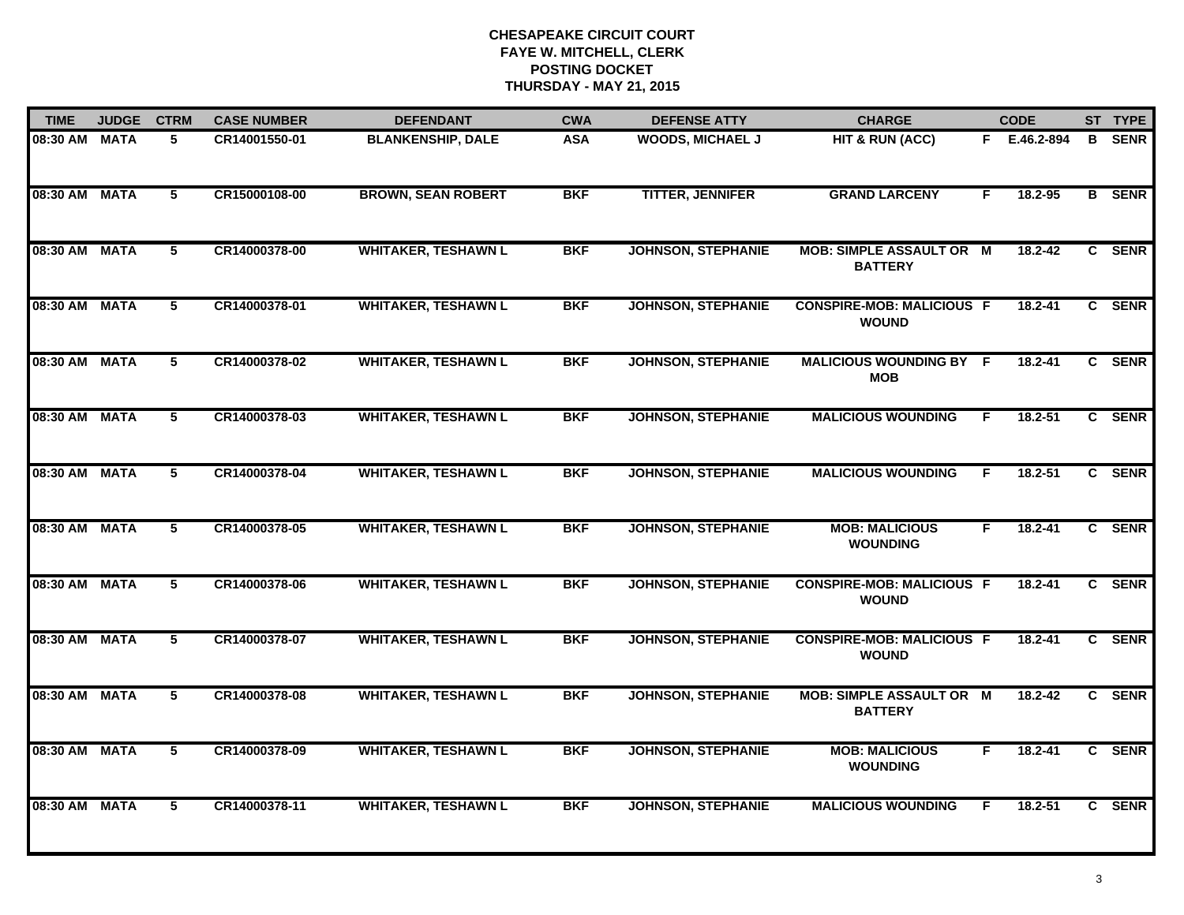# CHESAPEAKE CIRCUIT COURT
## FAYE W. MITCHELL, CLERK
## POSTING DOCKET
## THURSDAY - MAY 21, 2015

| TIME | JUDGE | CTRM | CASE NUMBER | DEFENDANT | CWA | DEFENSE ATTY | CHARGE | | CODE | ST | TYPE |
|---|---|---|---|---|---|---|---|---|---|---|---|
| 08:30 AM | MATA | 5 | CR14001550-01 | BLANKENSHIP, DALE | ASA | WOODS, MICHAEL J | HIT & RUN (ACC) | F | E.46.2-894 | B | SENR |
| 08:30 AM | MATA | 5 | CR15000108-00 | BROWN, SEAN ROBERT | BKF | TITTER, JENNIFER | GRAND LARCENY | F | 18.2-95 | B | SENR |
| 08:30 AM | MATA | 5 | CR14000378-00 | WHITAKER, TESHAWN L | BKF | JOHNSON, STEPHANIE | MOB: SIMPLE ASSAULT OR BATTERY | M | 18.2-42 | C | SENR |
| 08:30 AM | MATA | 5 | CR14000378-01 | WHITAKER, TESHAWN L | BKF | JOHNSON, STEPHANIE | CONSPIRE-MOB: MALICIOUS WOUND | F | 18.2-41 | C | SENR |
| 08:30 AM | MATA | 5 | CR14000378-02 | WHITAKER, TESHAWN L | BKF | JOHNSON, STEPHANIE | MALICIOUS WOUNDING BY MOB | F | 18.2-41 | C | SENR |
| 08:30 AM | MATA | 5 | CR14000378-03 | WHITAKER, TESHAWN L | BKF | JOHNSON, STEPHANIE | MALICIOUS WOUNDING | F | 18.2-51 | C | SENR |
| 08:30 AM | MATA | 5 | CR14000378-04 | WHITAKER, TESHAWN L | BKF | JOHNSON, STEPHANIE | MALICIOUS WOUNDING | F | 18.2-51 | C | SENR |
| 08:30 AM | MATA | 5 | CR14000378-05 | WHITAKER, TESHAWN L | BKF | JOHNSON, STEPHANIE | MOB: MALICIOUS WOUNDING | F | 18.2-41 | C | SENR |
| 08:30 AM | MATA | 5 | CR14000378-06 | WHITAKER, TESHAWN L | BKF | JOHNSON, STEPHANIE | CONSPIRE-MOB: MALICIOUS WOUND | F | 18.2-41 | C | SENR |
| 08:30 AM | MATA | 5 | CR14000378-07 | WHITAKER, TESHAWN L | BKF | JOHNSON, STEPHANIE | CONSPIRE-MOB: MALICIOUS WOUND | F | 18.2-41 | C | SENR |
| 08:30 AM | MATA | 5 | CR14000378-08 | WHITAKER, TESHAWN L | BKF | JOHNSON, STEPHANIE | MOB: SIMPLE ASSAULT OR BATTERY | M | 18.2-42 | C | SENR |
| 08:30 AM | MATA | 5 | CR14000378-09 | WHITAKER, TESHAWN L | BKF | JOHNSON, STEPHANIE | MOB: MALICIOUS WOUNDING | F | 18.2-41 | C | SENR |
| 08:30 AM | MATA | 5 | CR14000378-11 | WHITAKER, TESHAWN L | BKF | JOHNSON, STEPHANIE | MALICIOUS WOUNDING | F | 18.2-51 | C | SENR |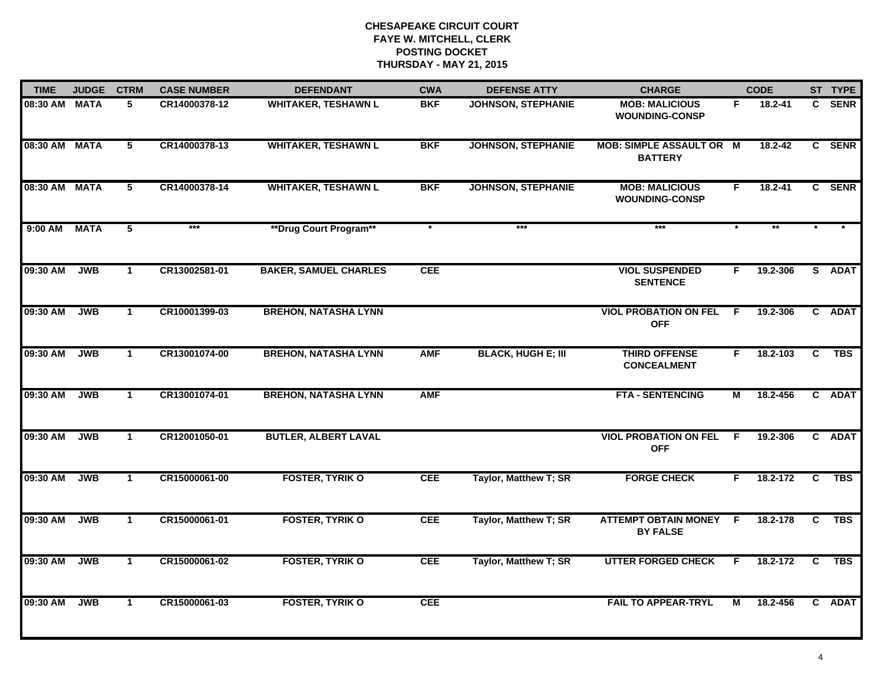# CHESAPEAKE CIRCUIT COURT
## FAYE W. MITCHELL, CLERK
## POSTING DOCKET
## THURSDAY - MAY 21, 2015

| TIME | JUDGE | CTRM | CASE NUMBER | DEFENDANT | CWA | DEFENSE ATTY | CHARGE | | CODE | ST | TYPE |
|---|---|---|---|---|---|---|---|---|---|---|---|
| 08:30 AM | MATA | 5 | CR14000378-12 | WHITAKER, TESHAWN L | BKF | JOHNSON, STEPHANIE | MOB: MALICIOUS WOUNDING-CONSP | F | 18.2-41 | C | SENR |
| 08:30 AM | MATA | 5 | CR14000378-13 | WHITAKER, TESHAWN L | BKF | JOHNSON, STEPHANIE | MOB: SIMPLE ASSAULT OR BATTERY | M | 18.2-42 | C | SENR |
| 08:30 AM | MATA | 5 | CR14000378-14 | WHITAKER, TESHAWN L | BKF | JOHNSON, STEPHANIE | MOB: MALICIOUS WOUNDING-CONSP | F | 18.2-41 | C | SENR |
| 9:00 AM | MATA | 5 | *** | **Drug Court Program** | * | *** | *** | * | ** | * | * |
| 09:30 AM | JWB | 1 | CR13002581-01 | BAKER, SAMUEL CHARLES | CEE | | VIOL SUSPENDED SENTENCE | F | 19.2-306 | S | ADAT |
| 09:30 AM | JWB | 1 | CR10001399-03 | BREHON, NATASHA LYNN | | | VIOL PROBATION ON FEL OFF | F | 19.2-306 | C | ADAT |
| 09:30 AM | JWB | 1 | CR13001074-00 | BREHON, NATASHA LYNN | AMF | BLACK, HUGH E; III | THIRD OFFENSE CONCEALMENT | F | 18.2-103 | C | TBS |
| 09:30 AM | JWB | 1 | CR13001074-01 | BREHON, NATASHA LYNN | AMF | | FTA - SENTENCING | M | 18.2-456 | C | ADAT |
| 09:30 AM | JWB | 1 | CR12001050-01 | BUTLER, ALBERT LAVAL | | | VIOL PROBATION ON FEL OFF | F | 19.2-306 | C | ADAT |
| 09:30 AM | JWB | 1 | CR15000061-00 | FOSTER, TYRIK O | CEE | Taylor, Matthew T; SR | FORGE CHECK | F | 18.2-172 | C | TBS |
| 09:30 AM | JWB | 1 | CR15000061-01 | FOSTER, TYRIK O | CEE | Taylor, Matthew T; SR | ATTEMPT OBTAIN MONEY BY FALSE | F | 18.2-178 | C | TBS |
| 09:30 AM | JWB | 1 | CR15000061-02 | FOSTER, TYRIK O | CEE | Taylor, Matthew T; SR | UTTER FORGED CHECK | F | 18.2-172 | C | TBS |
| 09:30 AM | JWB | 1 | CR15000061-03 | FOSTER, TYRIK O | CEE | | FAIL TO APPEAR-TRYL | M | 18.2-456 | C | ADAT |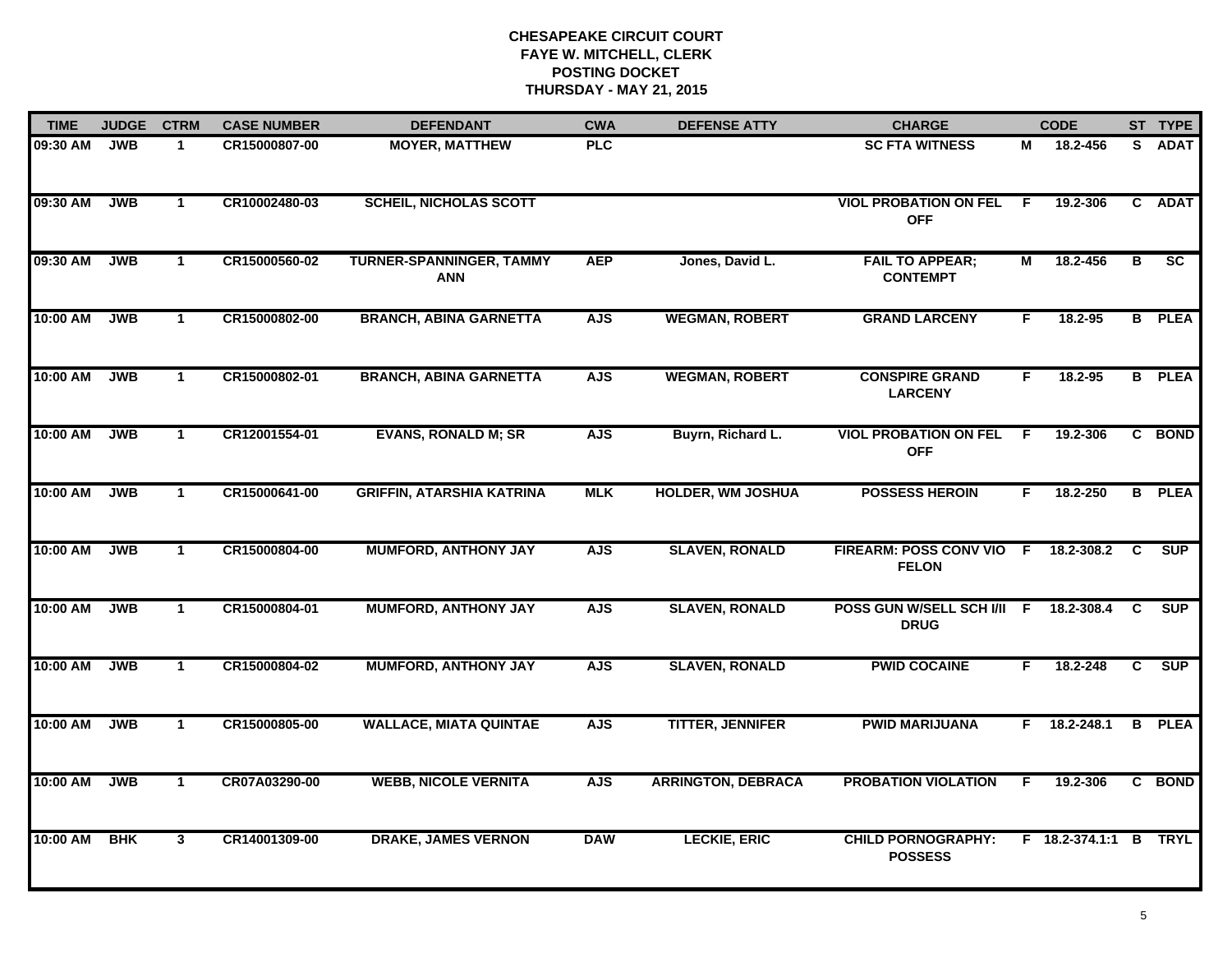# CHESAPEAKE CIRCUIT COURT
## FAYE W. MITCHELL, CLERK
## POSTING DOCKET
## THURSDAY - MAY 21, 2015

| TIME | JUDGE | CTRM | CASE NUMBER | DEFENDANT | CWA | DEFENSE ATTY | CHARGE | | CODE | ST | TYPE |
|---|---|---|---|---|---|---|---|---|---|---|---|
| 09:30 AM | JWB | 1 | CR15000807-00 | MOYER, MATTHEW | PLC | | SC FTA WITNESS | M | 18.2-456 | S | ADAT |
| 09:30 AM | JWB | 1 | CR10002480-03 | SCHEIL, NICHOLAS SCOTT | | | VIOL PROBATION ON FEL OFF | F | 19.2-306 | C | ADAT |
| 09:30 AM | JWB | 1 | CR15000560-02 | TURNER-SPANNINGER, TAMMY ANN | AEP | Jones, David L. | FAIL TO APPEAR; CONTEMPT | M | 18.2-456 | B | SC |
| 10:00 AM | JWB | 1 | CR15000802-00 | BRANCH, ABINA GARNETTA | AJS | WEGMAN, ROBERT | GRAND LARCENY | F | 18.2-95 | B | PLEA |
| 10:00 AM | JWB | 1 | CR15000802-01 | BRANCH, ABINA GARNETTA | AJS | WEGMAN, ROBERT | CONSPIRE GRAND LARCENY | F | 18.2-95 | B | PLEA |
| 10:00 AM | JWB | 1 | CR12001554-01 | EVANS, RONALD M; SR | AJS | Buyrn, Richard L. | VIOL PROBATION ON FEL OFF | F | 19.2-306 | C | BOND |
| 10:00 AM | JWB | 1 | CR15000641-00 | GRIFFIN, ATARSHIA KATRINA | MLK | HOLDER, WM JOSHUA | POSSESS HEROIN | F | 18.2-250 | B | PLEA |
| 10:00 AM | JWB | 1 | CR15000804-00 | MUMFORD, ANTHONY JAY | AJS | SLAVEN, RONALD | FIREARM: POSS CONV VIO FELON | F | 18.2-308.2 | C | SUP |
| 10:00 AM | JWB | 1 | CR15000804-01 | MUMFORD, ANTHONY JAY | AJS | SLAVEN, RONALD | POSS GUN W/SELL SCH I/II DRUG | F | 18.2-308.4 | C | SUP |
| 10:00 AM | JWB | 1 | CR15000804-02 | MUMFORD, ANTHONY JAY | AJS | SLAVEN, RONALD | PWID COCAINE | F | 18.2-248 | C | SUP |
| 10:00 AM | JWB | 1 | CR15000805-00 | WALLACE, MIATA QUINTAE | AJS | TITTER, JENNIFER | PWID MARIJUANA | F | 18.2-248.1 | B | PLEA |
| 10:00 AM | JWB | 1 | CR07A03290-00 | WEBB, NICOLE VERNITA | AJS | ARRINGTON, DEBRACA | PROBATION VIOLATION | F | 19.2-306 | C | BOND |
| 10:00 AM | BHK | 3 | CR14001309-00 | DRAKE, JAMES VERNON | DAW | LECKIE, ERIC | CHILD PORNOGRAPHY: POSSESS | F | 18.2-374.1:1 | B | TRYL |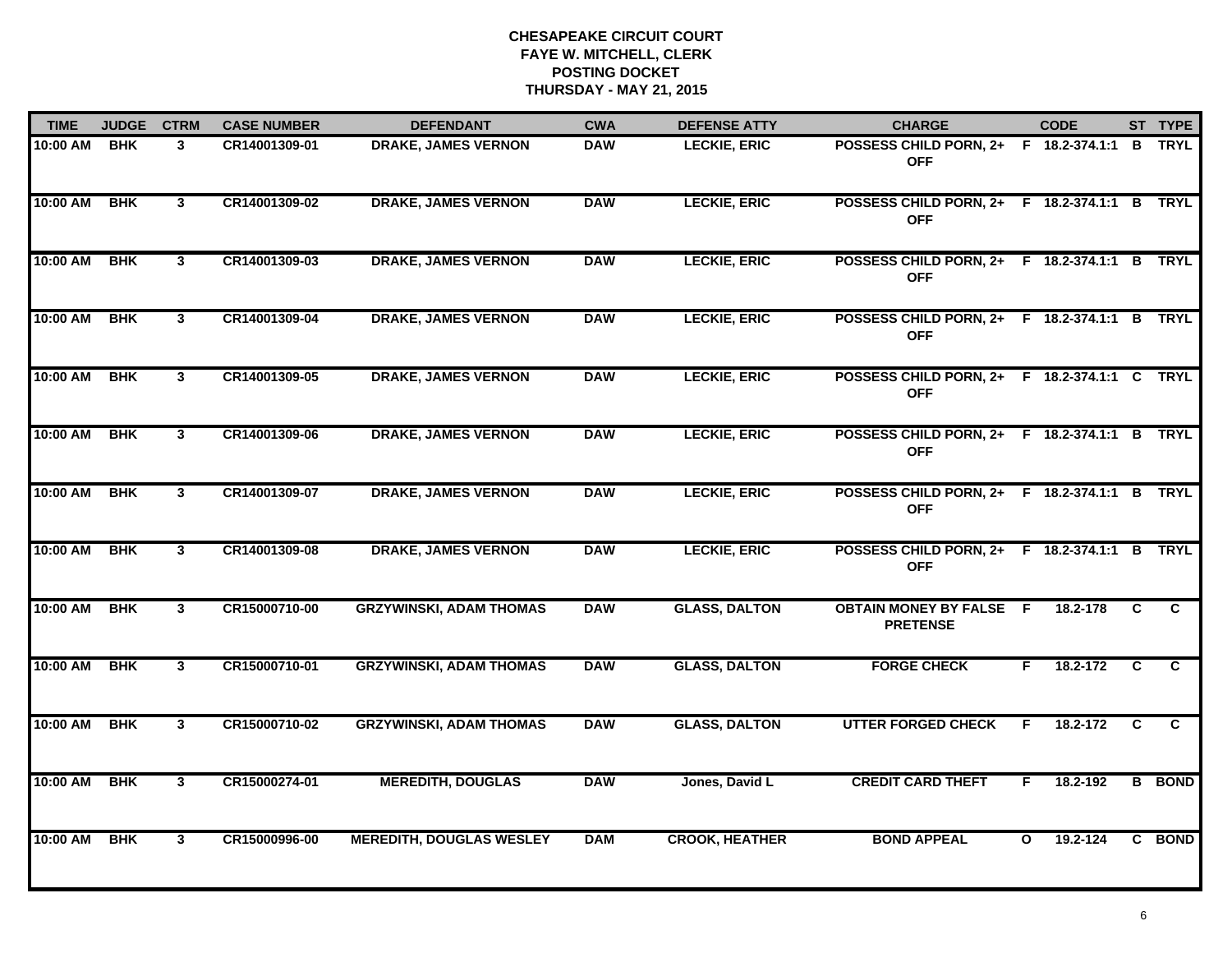# CHESAPEAKE CIRCUIT COURT
## FAYE W. MITCHELL, CLERK
## POSTING DOCKET
## THURSDAY - MAY 21, 2015

| TIME | JUDGE | CTRM | CASE NUMBER | DEFENDANT | CWA | DEFENSE ATTY | CHARGE | | CODE | ST | TYPE |
|---|---|---|---|---|---|---|---|---|---|---|---|
| 10:00 AM | BHK | 3 | CR14001309-01 | DRAKE, JAMES VERNON | DAW | LECKIE, ERIC | POSSESS CHILD PORN, 2+ OFF | F | 18.2-374.1:1 | B | TRYL |
| 10:00 AM | BHK | 3 | CR14001309-02 | DRAKE, JAMES VERNON | DAW | LECKIE, ERIC | POSSESS CHILD PORN, 2+ OFF | F | 18.2-374.1:1 | B | TRYL |
| 10:00 AM | BHK | 3 | CR14001309-03 | DRAKE, JAMES VERNON | DAW | LECKIE, ERIC | POSSESS CHILD PORN, 2+ OFF | F | 18.2-374.1:1 | B | TRYL |
| 10:00 AM | BHK | 3 | CR14001309-04 | DRAKE, JAMES VERNON | DAW | LECKIE, ERIC | POSSESS CHILD PORN, 2+ OFF | F | 18.2-374.1:1 | B | TRYL |
| 10:00 AM | BHK | 3 | CR14001309-05 | DRAKE, JAMES VERNON | DAW | LECKIE, ERIC | POSSESS CHILD PORN, 2+ OFF | F | 18.2-374.1:1 | C | TRYL |
| 10:00 AM | BHK | 3 | CR14001309-06 | DRAKE, JAMES VERNON | DAW | LECKIE, ERIC | POSSESS CHILD PORN, 2+ OFF | F | 18.2-374.1:1 | B | TRYL |
| 10:00 AM | BHK | 3 | CR14001309-07 | DRAKE, JAMES VERNON | DAW | LECKIE, ERIC | POSSESS CHILD PORN, 2+ OFF | F | 18.2-374.1:1 | B | TRYL |
| 10:00 AM | BHK | 3 | CR14001309-08 | DRAKE, JAMES VERNON | DAW | LECKIE, ERIC | POSSESS CHILD PORN, 2+ OFF | F | 18.2-374.1:1 | B | TRYL |
| 10:00 AM | BHK | 3 | CR15000710-00 | GRZYWINSKI, ADAM THOMAS | DAW | GLASS, DALTON | OBTAIN MONEY BY FALSE PRETENSE | F | 18.2-178 | C | C |
| 10:00 AM | BHK | 3 | CR15000710-01 | GRZYWINSKI, ADAM THOMAS | DAW | GLASS, DALTON | FORGE CHECK | F | 18.2-172 | C | C |
| 10:00 AM | BHK | 3 | CR15000710-02 | GRZYWINSKI, ADAM THOMAS | DAW | GLASS, DALTON | UTTER FORGED CHECK | F | 18.2-172 | C | C |
| 10:00 AM | BHK | 3 | CR15000274-01 | MEREDITH, DOUGLAS | DAW | Jones, David L | CREDIT CARD THEFT | F | 18.2-192 | B | BOND |
| 10:00 AM | BHK | 3 | CR15000996-00 | MEREDITH, DOUGLAS WESLEY | DAM | CROOK, HEATHER | BOND APPEAL | O | 19.2-124 | C | BOND |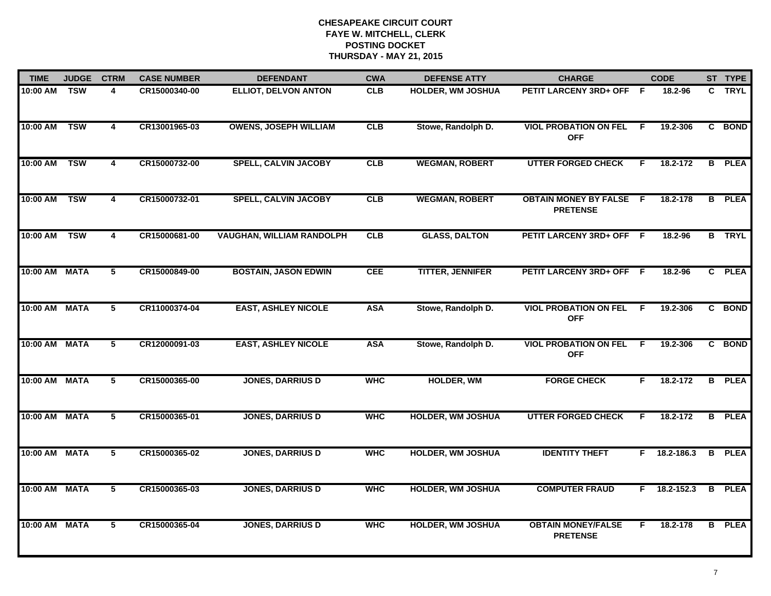# CHESAPEAKE CIRCUIT COURT
## FAYE W. MITCHELL, CLERK
## POSTING DOCKET
## THURSDAY - MAY 21, 2015

| TIME | JUDGE | CTRM | CASE NUMBER | DEFENDANT | CWA | DEFENSE ATTY | CHARGE | | CODE | ST | TYPE |
|---|---|---|---|---|---|---|---|---|---|---|---|
| 10:00 AM | TSW | 4 | CR15000340-00 | ELLIOT, DELVON ANTON | CLB | HOLDER, WM JOSHUA | PETIT LARCENY 3RD+ OFF | F | 18.2-96 | C | TRYL |
| 10:00 AM | TSW | 4 | CR13001965-03 | OWENS, JOSEPH WILLIAM | CLB | Stowe, Randolph D. | VIOL PROBATION ON FEL OFF | F | 19.2-306 | C | BOND |
| 10:00 AM | TSW | 4 | CR15000732-00 | SPELL, CALVIN JACOBY | CLB | WEGMAN, ROBERT | UTTER FORGED CHECK | F | 18.2-172 | B | PLEA |
| 10:00 AM | TSW | 4 | CR15000732-01 | SPELL, CALVIN JACOBY | CLB | WEGMAN, ROBERT | OBTAIN MONEY BY FALSE PRETENSE | F | 18.2-178 | B | PLEA |
| 10:00 AM | TSW | 4 | CR15000681-00 | VAUGHAN, WILLIAM RANDOLPH | CLB | GLASS, DALTON | PETIT LARCENY 3RD+ OFF | F | 18.2-96 | B | TRYL |
| 10:00 AM | MATA | 5 | CR15000849-00 | BOSTAIN, JASON EDWIN | CEE | TITTER, JENNIFER | PETIT LARCENY 3RD+ OFF | F | 18.2-96 | C | PLEA |
| 10:00 AM | MATA | 5 | CR11000374-04 | EAST, ASHLEY NICOLE | ASA | Stowe, Randolph D. | VIOL PROBATION ON FEL OFF | F | 19.2-306 | C | BOND |
| 10:00 AM | MATA | 5 | CR12000091-03 | EAST, ASHLEY NICOLE | ASA | Stowe, Randolph D. | VIOL PROBATION ON FEL OFF | F | 19.2-306 | C | BOND |
| 10:00 AM | MATA | 5 | CR15000365-00 | JONES, DARRIUS D | WHC | HOLDER, WM | FORGE CHECK | F | 18.2-172 | B | PLEA |
| 10:00 AM | MATA | 5 | CR15000365-01 | JONES, DARRIUS D | WHC | HOLDER, WM JOSHUA | UTTER FORGED CHECK | F | 18.2-172 | B | PLEA |
| 10:00 AM | MATA | 5 | CR15000365-02 | JONES, DARRIUS D | WHC | HOLDER, WM JOSHUA | IDENTITY THEFT | F | 18.2-186.3 | B | PLEA |
| 10:00 AM | MATA | 5 | CR15000365-03 | JONES, DARRIUS D | WHC | HOLDER, WM JOSHUA | COMPUTER FRAUD | F | 18.2-152.3 | B | PLEA |
| 10:00 AM | MATA | 5 | CR15000365-04 | JONES, DARRIUS D | WHC | HOLDER, WM JOSHUA | OBTAIN MONEY/FALSE PRETENSE | F | 18.2-178 | B | PLEA |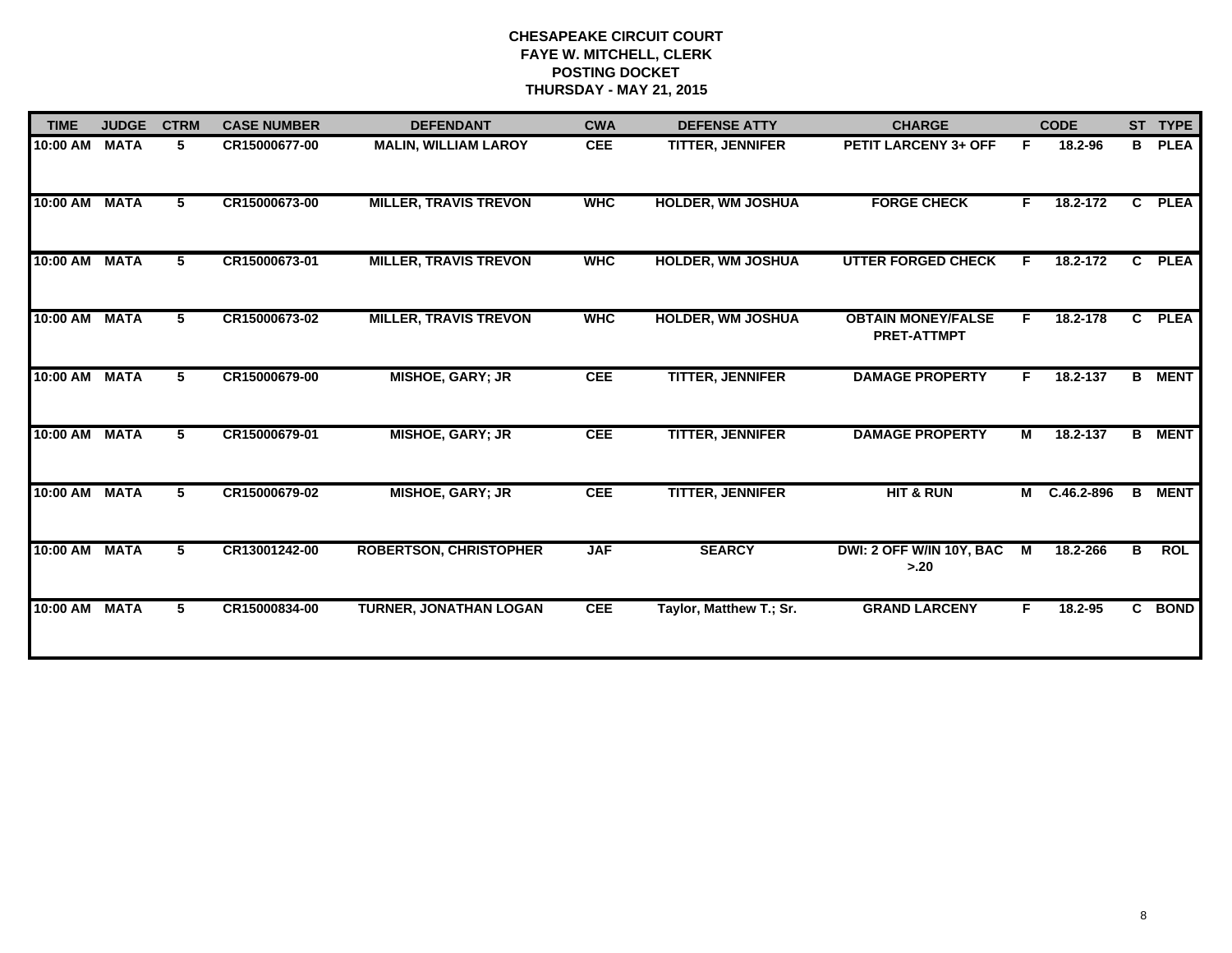**CHESAPEAKE CIRCUIT COURT**
**FAYE W. MITCHELL, CLERK**
**POSTING DOCKET**
**THURSDAY - MAY 21, 2015**

| TIME | JUDGE | CTRM | CASE NUMBER | DEFENDANT | CWA | DEFENSE ATTY | CHARGE | | CODE | ST | TYPE |
|---|---|---|---|---|---|---|---|---|---|---|---|
| 10:00 AM | MATA | 5 | CR15000677-00 | MALIN, WILLIAM LAROY | CEE | TITTER, JENNIFER | PETIT LARCENY 3+ OFF | F | 18.2-96 | B | PLEA |
| 10:00 AM | MATA | 5 | CR15000673-00 | MILLER, TRAVIS TREVON | WHC | HOLDER, WM JOSHUA | FORGE CHECK | F | 18.2-172 | C | PLEA |
| 10:00 AM | MATA | 5 | CR15000673-01 | MILLER, TRAVIS TREVON | WHC | HOLDER, WM JOSHUA | UTTER FORGED CHECK | F | 18.2-172 | C | PLEA |
| 10:00 AM | MATA | 5 | CR15000673-02 | MILLER, TRAVIS TREVON | WHC | HOLDER, WM JOSHUA | OBTAIN MONEY/FALSE PRET-ATTMPT | F | 18.2-178 | C | PLEA |
| 10:00 AM | MATA | 5 | CR15000679-00 | MISHOE, GARY; JR | CEE | TITTER, JENNIFER | DAMAGE PROPERTY | F | 18.2-137 | B | MENT |
| 10:00 AM | MATA | 5 | CR15000679-01 | MISHOE, GARY; JR | CEE | TITTER, JENNIFER | DAMAGE PROPERTY | M | 18.2-137 | B | MENT |
| 10:00 AM | MATA | 5 | CR15000679-02 | MISHOE, GARY; JR | CEE | TITTER, JENNIFER | HIT & RUN | M | C.46.2-896 | B | MENT |
| 10:00 AM | MATA | 5 | CR13001242-00 | ROBERTSON, CHRISTOPHER | JAF | SEARCY | DWI: 2 OFF W/IN 10Y, BAC >.20 | M | 18.2-266 | B | ROL |
| 10:00 AM | MATA | 5 | CR15000834-00 | TURNER, JONATHAN LOGAN | CEE | Taylor, Matthew T.; Sr. | GRAND LARCENY | F | 18.2-95 | C | BOND |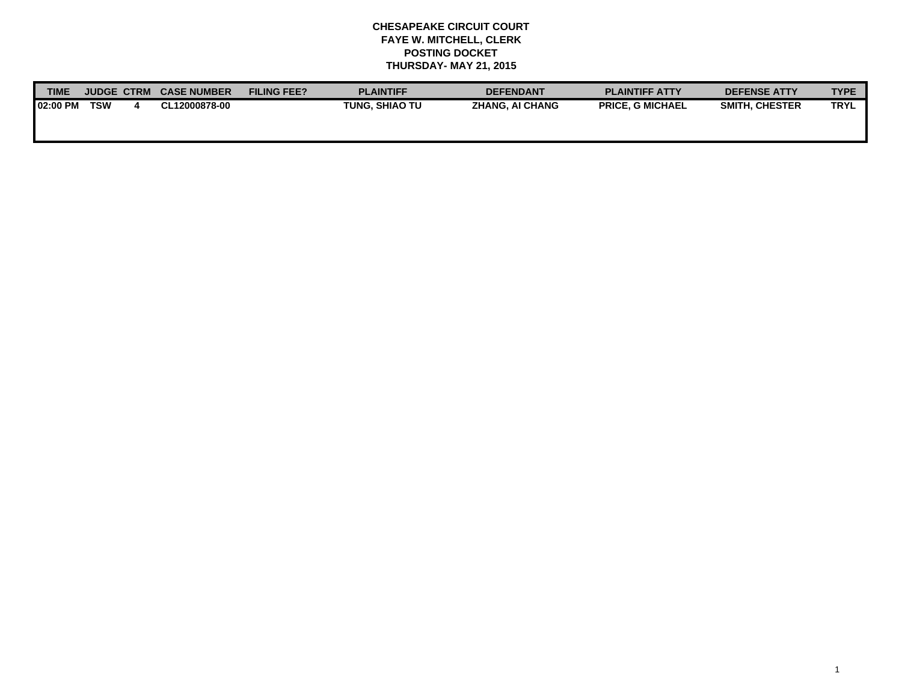**CHESAPEAKE CIRCUIT COURT**
**FAYE W. MITCHELL, CLERK**
**POSTING DOCKET**
**THURSDAY- MAY 21, 2015**

| TIME | JUDGE | CTRM | CASE NUMBER | FILING FEE? | PLAINTIFF | DEFENDANT | PLAINTIFF ATTY | DEFENSE ATTY | TYPE |
|---|---|---|---|---|---|---|---|---|---|
| 02:00 PM | TSW | 4 | CL12000878-00 | | TUNG, SHIAO TU | ZHANG, AI CHANG | PRICE, G MICHAEL | SMITH, CHESTER | TRYL |